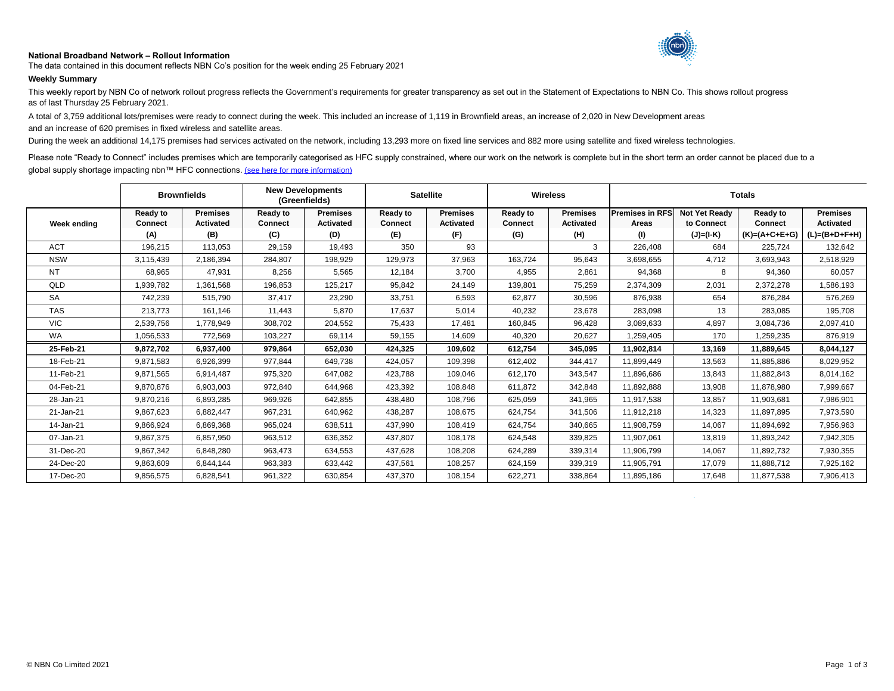**National Broadband Network – Rollout Information**

The data contained in this document reflects NBN Co's position for the week ending 25 February 2021

**Weekly Summary**

This weekly report by NBN Co of network rollout progress reflects the Government's requirements for greater transparency as set out in the Statement of Expectations to NBN Co. This shows rollout progress as of last Thursday 25 February 2021.

A total of 3,759 additional lots/premises were ready to connect during the week. This included an increase of 1,119 in Brownfield areas, an increase of 2,020 in New Development areas and an increase of 620 premises in fixed wireless and satellite areas.

During the week an additional 14,175 premises had services activated on the network, including 13,293 more on fixed line services and 882 more using satellite and fixed wireless technologies.

Please note "Ready to Connect" includes premises which are temporarily categorised as HFC supply constrained, where our work on the network is complete but in the short term an order cannot be placed due to a global supply shortage impacting nbn™ HFC connections. (see here for more information)

| | Brownfields | | New Developments (Greenfields) | | Satellite | | Wireless | | Totals | | | |
|---|---|---|---|---|---|---|---|---|---|---|---|---|
| Week ending | Ready to Connect (A) | Premises Activated (B) | Ready to Connect (C) | Premises Activated (D) | Ready to Connect (E) | Premises Activated (F) | Ready to Connect (G) | Premises Activated (H) | Premises in RFS Areas (I) | Not Yet Ready to Connect (J)=(I-K) | Ready to Connect (K)=(A+C+E+G) | Premises Activated (L)=(B+D+F+H) |
| ACT | 196,215 | 113,053 | 29,159 | 19,493 | 350 | 93 | | 3 | 226,408 | 684 | 225,724 | 132,642 |
| NSW | 3,115,439 | 2,186,394 | 284,807 | 198,929 | 129,973 | 37,963 | 163,724 | 95,643 | 3,698,655 | 4,712 | 3,693,943 | 2,518,929 |
| NT | 68,965 | 47,931 | 8,256 | 5,565 | 12,184 | 3,700 | 4,955 | 2,861 | 94,368 | 8 | 94,360 | 60,057 |
| QLD | 1,939,782 | 1,361,568 | 196,853 | 125,217 | 95,842 | 24,149 | 139,801 | 75,259 | 2,374,309 | 2,031 | 2,372,278 | 1,586,193 |
| SA | 742,239 | 515,790 | 37,417 | 23,290 | 33,751 | 6,593 | 62,877 | 30,596 | 876,938 | 654 | 876,284 | 576,269 |
| TAS | 213,773 | 161,146 | 11,443 | 5,870 | 17,637 | 5,014 | 40,232 | 23,678 | 283,098 | 13 | 283,085 | 195,708 |
| VIC | 2,539,756 | 1,778,949 | 308,702 | 204,552 | 75,433 | 17,481 | 160,845 | 96,428 | 3,089,633 | 4,897 | 3,084,736 | 2,097,410 |
| WA | 1,056,533 | 772,569 | 103,227 | 69,114 | 59,155 | 14,609 | 40,320 | 20,627 | 1,259,405 | 170 | 1,259,235 | 876,919 |
| **25-Feb-21** | **9,872,702** | **6,937,400** | **979,864** | **652,030** | **424,325** | **109,602** | **612,754** | **345,095** | **11,902,814** | **13,169** | **11,889,645** | **8,044,127** |
| 18-Feb-21 | 9,871,583 | 6,926,399 | 977,844 | 649,738 | 424,057 | 109,398 | 612,402 | 344,417 | 11,899,449 | 13,563 | 11,885,886 | 8,029,952 |
| 11-Feb-21 | 9,871,565 | 6,914,487 | 975,320 | 647,082 | 423,788 | 109,046 | 612,170 | 343,547 | 11,896,686 | 13,843 | 11,882,843 | 8,014,162 |
| 04-Feb-21 | 9,870,876 | 6,903,003 | 972,840 | 644,968 | 423,392 | 108,848 | 611,872 | 342,848 | 11,892,888 | 13,908 | 11,878,980 | 7,999,667 |
| 28-Jan-21 | 9,870,216 | 6,893,285 | 969,926 | 642,855 | 438,480 | 108,796 | 625,059 | 341,965 | 11,917,538 | 13,857 | 11,903,681 | 7,986,901 |
| 21-Jan-21 | 9,867,623 | 6,882,447 | 967,231 | 640,962 | 438,287 | 108,675 | 624,754 | 341,506 | 11,912,218 | 14,323 | 11,897,895 | 7,973,590 |
| 14-Jan-21 | 9,866,924 | 6,869,368 | 965,024 | 638,511 | 437,990 | 108,419 | 624,754 | 340,665 | 11,908,759 | 14,067 | 11,894,692 | 7,956,963 |
| 07-Jan-21 | 9,867,375 | 6,857,950 | 963,512 | 636,352 | 437,807 | 108,178 | 624,548 | 339,825 | 11,907,061 | 13,819 | 11,893,242 | 7,942,305 |
| 31-Dec-20 | 9,867,342 | 6,848,280 | 963,473 | 634,553 | 437,628 | 108,208 | 624,289 | 339,314 | 11,906,799 | 14,067 | 11,892,732 | 7,930,355 |
| 24-Dec-20 | 9,863,609 | 6,844,144 | 963,383 | 633,442 | 437,561 | 108,257 | 624,159 | 339,319 | 11,905,791 | 17,079 | 11,888,712 | 7,925,162 |
| 17-Dec-20 | 9,856,575 | 6,828,541 | 961,322 | 630,854 | 437,370 | 108,154 | 622,271 | 338,864 | 11,895,186 | 17,648 | 11,877,538 | 7,906,413 |

© NBN Co Limited 2021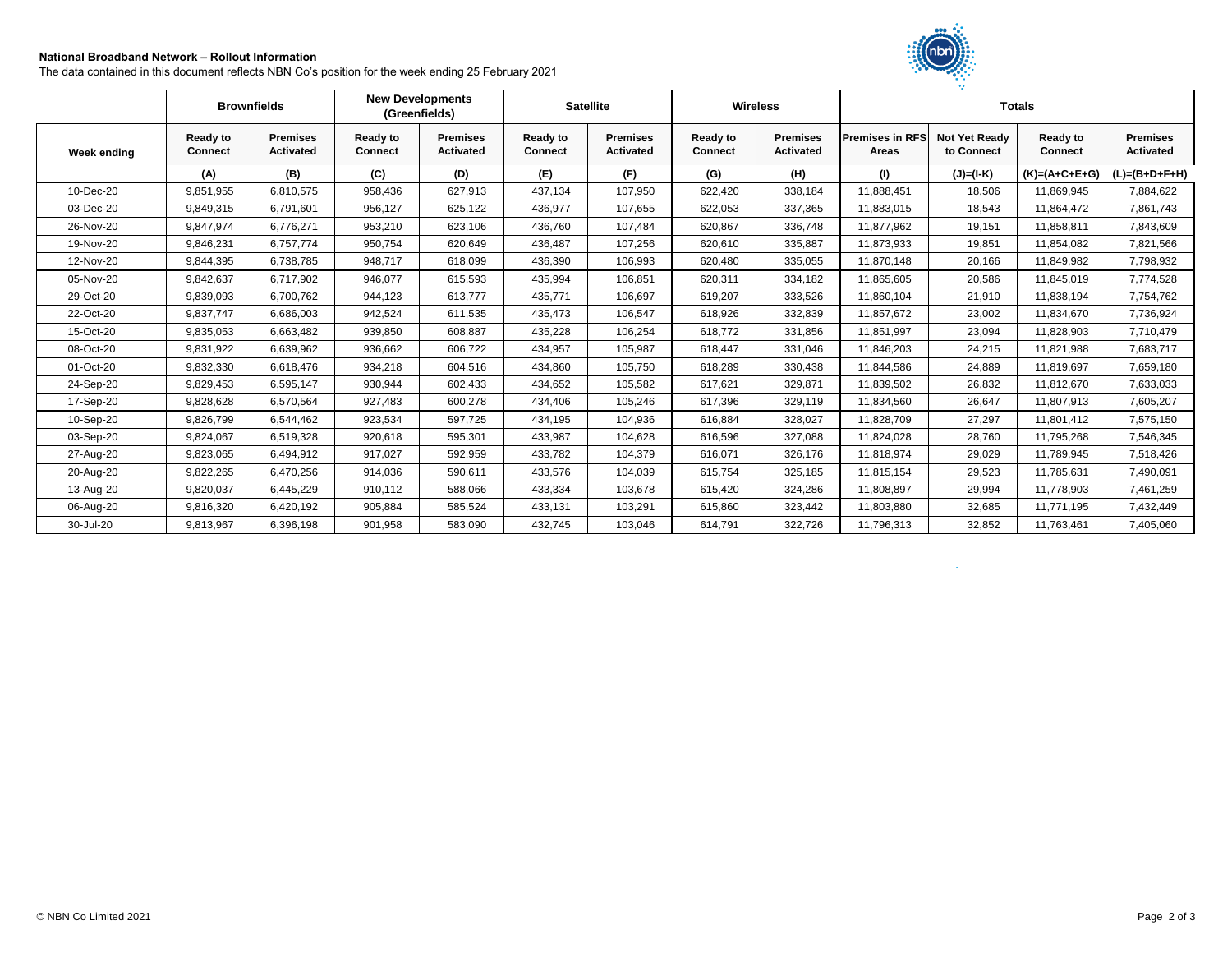**National Broadband Network – Rollout Information**

The data contained in this document reflects NBN Co's position for the week ending 25 February 2021

| | Brownfields | | New Developments (Greenfields) | | Satellite | | Wireless | | Totals | | | |
|---|---|---|---|---|---|---|---|---|---|---|---|---|
| Week ending | Ready to Connect | Premises Activated | Ready to Connect | Premises Activated | Ready to Connect | Premises Activated | Ready to Connect | Premises Activated | Premises in RFS Areas | Not Yet Ready to Connect | Ready to Connect | Premises Activated |
| | (A) | (B) | (C) | (D) | (E) | (F) | (G) | (H) | (I) | (J)=(I-K) | (K)=(A+C+E+G) | (L)=(B+D+F+H) |
| 10-Dec-20 | 9,851,955 | 6,810,575 | 958,436 | 627,913 | 437,134 | 107,950 | 622,420 | 338,184 | 11,888,451 | 18,506 | 11,869,945 | 7,884,622 |
| 03-Dec-20 | 9,849,315 | 6,791,601 | 956,127 | 625,122 | 436,977 | 107,655 | 622,053 | 337,365 | 11,883,015 | 18,543 | 11,864,472 | 7,861,743 |
| 26-Nov-20 | 9,847,974 | 6,776,271 | 953,210 | 623,106 | 436,760 | 107,484 | 620,867 | 336,748 | 11,877,962 | 19,151 | 11,858,811 | 7,843,609 |
| 19-Nov-20 | 9,846,231 | 6,757,774 | 950,754 | 620,649 | 436,487 | 107,256 | 620,610 | 335,887 | 11,873,933 | 19,851 | 11,854,082 | 7,821,566 |
| 12-Nov-20 | 9,844,395 | 6,738,785 | 948,717 | 618,099 | 436,390 | 106,993 | 620,480 | 335,055 | 11,870,148 | 20,166 | 11,849,982 | 7,798,932 |
| 05-Nov-20 | 9,842,637 | 6,717,902 | 946,077 | 615,593 | 435,994 | 106,851 | 620,311 | 334,182 | 11,865,605 | 20,586 | 11,845,019 | 7,774,528 |
| 29-Oct-20 | 9,839,093 | 6,700,762 | 944,123 | 613,777 | 435,771 | 106,697 | 619,207 | 333,526 | 11,860,104 | 21,910 | 11,838,194 | 7,754,762 |
| 22-Oct-20 | 9,837,747 | 6,686,003 | 942,524 | 611,535 | 435,473 | 106,547 | 618,926 | 332,839 | 11,857,672 | 23,002 | 11,834,670 | 7,736,924 |
| 15-Oct-20 | 9,835,053 | 6,663,482 | 939,850 | 608,887 | 435,228 | 106,254 | 618,772 | 331,856 | 11,851,997 | 23,094 | 11,828,903 | 7,710,479 |
| 08-Oct-20 | 9,831,922 | 6,639,962 | 936,662 | 606,722 | 434,957 | 105,987 | 618,447 | 331,046 | 11,846,203 | 24,215 | 11,821,988 | 7,683,717 |
| 01-Oct-20 | 9,832,330 | 6,618,476 | 934,218 | 604,516 | 434,860 | 105,750 | 618,289 | 330,438 | 11,844,586 | 24,889 | 11,819,697 | 7,659,180 |
| 24-Sep-20 | 9,829,453 | 6,595,147 | 930,944 | 602,433 | 434,652 | 105,582 | 617,621 | 329,871 | 11,839,502 | 26,832 | 11,812,670 | 7,633,033 |
| 17-Sep-20 | 9,828,628 | 6,570,564 | 927,483 | 600,278 | 434,406 | 105,246 | 617,396 | 329,119 | 11,834,560 | 26,647 | 11,807,913 | 7,605,207 |
| 10-Sep-20 | 9,826,799 | 6,544,462 | 923,534 | 597,725 | 434,195 | 104,936 | 616,884 | 328,027 | 11,828,709 | 27,297 | 11,801,412 | 7,575,150 |
| 03-Sep-20 | 9,824,067 | 6,519,328 | 920,618 | 595,301 | 433,987 | 104,628 | 616,596 | 327,088 | 11,824,028 | 28,760 | 11,795,268 | 7,546,345 |
| 27-Aug-20 | 9,823,065 | 6,494,912 | 917,027 | 592,959 | 433,782 | 104,379 | 616,071 | 326,176 | 11,818,974 | 29,029 | 11,789,945 | 7,518,426 |
| 20-Aug-20 | 9,822,265 | 6,470,256 | 914,036 | 590,611 | 433,576 | 104,039 | 615,754 | 325,185 | 11,815,154 | 29,523 | 11,785,631 | 7,490,091 |
| 13-Aug-20 | 9,820,037 | 6,445,229 | 910,112 | 588,066 | 433,334 | 103,678 | 615,420 | 324,286 | 11,808,897 | 29,994 | 11,778,903 | 7,461,259 |
| 06-Aug-20 | 9,816,320 | 6,420,192 | 905,884 | 585,524 | 433,131 | 103,291 | 615,860 | 323,442 | 11,803,880 | 32,685 | 11,771,195 | 7,432,449 |
| 30-Jul-20 | 9,813,967 | 6,396,198 | 901,958 | 583,090 | 432,745 | 103,046 | 614,791 | 322,726 | 11,796,313 | 32,852 | 11,763,461 | 7,405,060 |

© NBN Co Limited 2021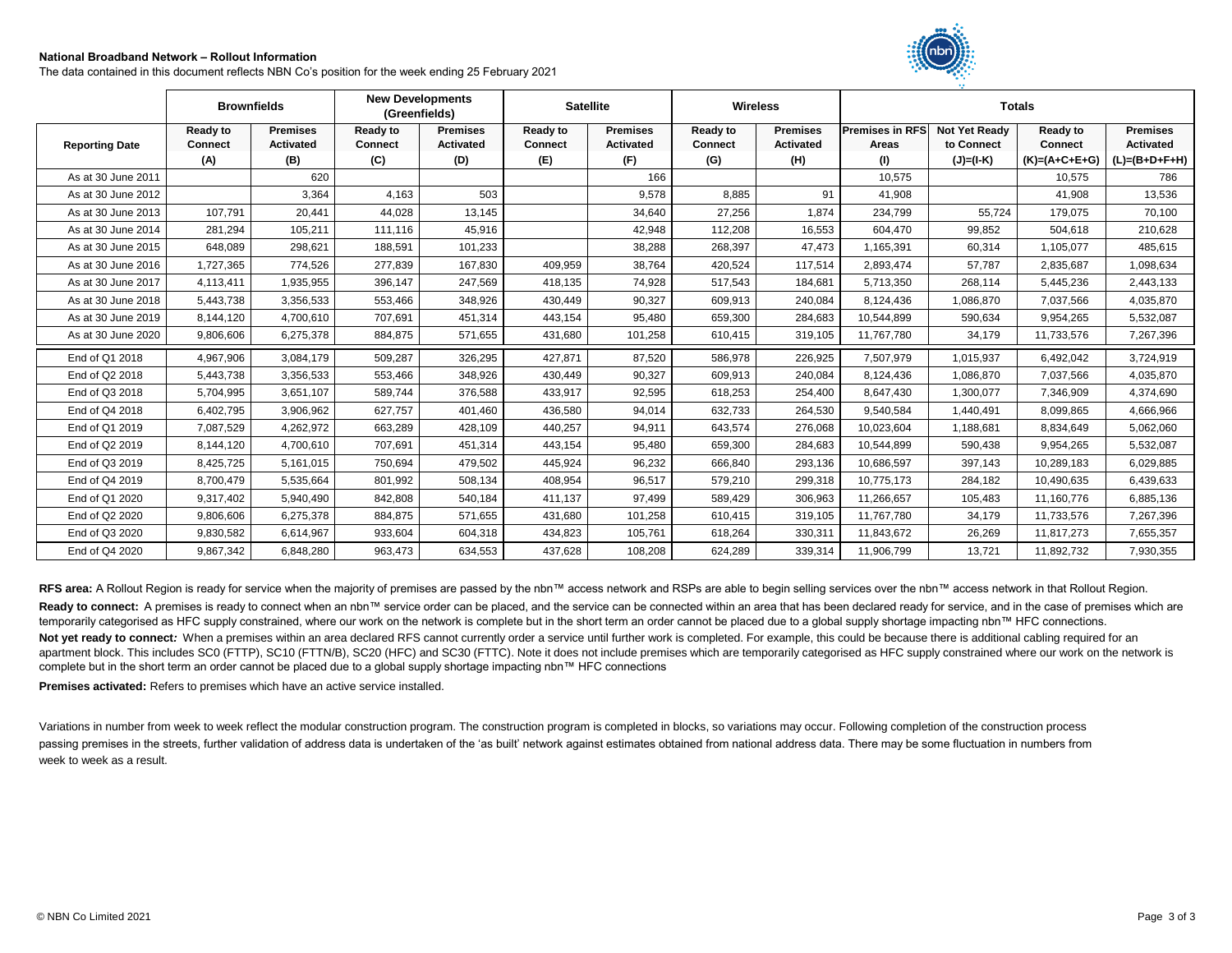**National Broadband Network – Rollout Information**

The data contained in this document reflects NBN Co's position for the week ending 25 February 2021

| | Brownfields | | New Developments (Greenfields) | | Satellite | | Wireless | | Totals | | | |
|---|---|---|---|---|---|---|---|---|---|---|---|---|
| Reporting Date | Ready to Connect (A) | Premises Activated (B) | Ready to Connect (C) | Premises Activated (D) | Ready to Connect (E) | Premises Activated (F) | Ready to Connect (G) | Premises Activated (H) | Premises in RFS Areas (I) | Not Yet Ready to Connect (J)=(I-K) | Ready to Connect (K)=(A+C+E+G) | Premises Activated (L)=(B+D+F+H) |
| As at 30 June 2011 | | 620 | | | | 166 | | | 10,575 | | 10,575 | 786 |
| As at 30 June 2012 | | 3,364 | 4,163 | 503 | | 9,578 | 8,885 | 91 | 41,908 | | 41,908 | 13,536 |
| As at 30 June 2013 | 107,791 | 20,441 | 44,028 | 13,145 | | 34,640 | 27,256 | 1,874 | 234,799 | 55,724 | 179,075 | 70,100 |
| As at 30 June 2014 | 281,294 | 105,211 | 111,116 | 45,916 | | 42,948 | 112,208 | 16,553 | 604,470 | 99,852 | 504,618 | 210,628 |
| As at 30 June 2015 | 648,089 | 298,621 | 188,591 | 101,233 | | 38,288 | 268,397 | 47,473 | 1,165,391 | 60,314 | 1,105,077 | 485,615 |
| As at 30 June 2016 | 1,727,365 | 774,526 | 277,839 | 167,830 | 409,959 | 38,764 | 420,524 | 117,514 | 2,893,474 | 57,787 | 2,835,687 | 1,098,634 |
| As at 30 June 2017 | 4,113,411 | 1,935,955 | 396,147 | 247,569 | 418,135 | 74,928 | 517,543 | 184,681 | 5,713,350 | 268,114 | 5,445,236 | 2,443,133 |
| As at 30 June 2018 | 5,443,738 | 3,356,533 | 553,466 | 348,926 | 430,449 | 90,327 | 609,913 | 240,084 | 8,124,436 | 1,086,870 | 7,037,566 | 4,035,870 |
| As at 30 June 2019 | 8,144,120 | 4,700,610 | 707,691 | 451,314 | 443,154 | 95,480 | 659,300 | 284,683 | 10,544,899 | 590,634 | 9,954,265 | 5,532,087 |
| As at 30 June 2020 | 9,806,606 | 6,275,378 | 884,875 | 571,655 | 431,680 | 101,258 | 610,415 | 319,105 | 11,767,780 | 34,179 | 11,733,576 | 7,267,396 |
| End of Q1 2018 | 4,967,906 | 3,084,179 | 509,287 | 326,295 | 427,871 | 87,520 | 586,978 | 226,925 | 7,507,979 | 1,015,937 | 6,492,042 | 3,724,919 |
| End of Q2 2018 | 5,443,738 | 3,356,533 | 553,466 | 348,926 | 430,449 | 90,327 | 609,913 | 240,084 | 8,124,436 | 1,086,870 | 7,037,566 | 4,035,870 |
| End of Q3 2018 | 5,704,995 | 3,651,107 | 589,744 | 376,588 | 433,917 | 92,595 | 618,253 | 254,400 | 8,647,430 | 1,300,077 | 7,346,909 | 4,374,690 |
| End of Q4 2018 | 6,402,795 | 3,906,962 | 627,757 | 401,460 | 436,580 | 94,014 | 632,733 | 264,530 | 9,540,584 | 1,440,491 | 8,099,865 | 4,666,966 |
| End of Q1 2019 | 7,087,529 | 4,262,972 | 663,289 | 428,109 | 440,257 | 94,911 | 643,574 | 276,068 | 10,023,604 | 1,188,681 | 8,834,649 | 5,062,060 |
| End of Q2 2019 | 8,144,120 | 4,700,610 | 707,691 | 451,314 | 443,154 | 95,480 | 659,300 | 284,683 | 10,544,899 | 590,438 | 9,954,265 | 5,532,087 |
| End of Q3 2019 | 8,425,725 | 5,161,015 | 750,694 | 479,502 | 445,924 | 96,232 | 666,840 | 293,136 | 10,686,597 | 397,143 | 10,289,183 | 6,029,885 |
| End of Q4 2019 | 8,700,479 | 5,535,664 | 801,992 | 508,134 | 408,954 | 96,517 | 579,210 | 299,318 | 10,775,173 | 284,182 | 10,490,635 | 6,439,633 |
| End of Q1 2020 | 9,317,402 | 5,940,490 | 842,808 | 540,184 | 411,137 | 97,499 | 589,429 | 306,963 | 11,266,657 | 105,483 | 11,160,776 | 6,885,136 |
| End of Q2 2020 | 9,806,606 | 6,275,378 | 884,875 | 571,655 | 431,680 | 101,258 | 610,415 | 319,105 | 11,767,780 | 34,179 | 11,733,576 | 7,267,396 |
| End of Q3 2020 | 9,830,582 | 6,614,967 | 933,604 | 604,318 | 434,823 | 105,761 | 618,264 | 330,311 | 11,843,672 | 26,269 | 11,817,273 | 7,655,357 |
| End of Q4 2020 | 9,867,342 | 6,848,280 | 963,473 | 634,553 | 437,628 | 108,208 | 624,289 | 339,314 | 11,906,799 | 13,721 | 11,892,732 | 7,930,355 |

**RFS area:** A Rollout Region is ready for service when the majority of premises are passed by the nbn™ access network and RSPs are able to begin selling services over the nbn™ access network in that Rollout Region.

**Ready to connect:** A premises is ready to connect when an nbn™ service order can be placed, and the service can be connected within an area that has been declared ready for service, and in the case of premises which are temporarily categorised as HFC supply constrained, where our work on the network is complete but in the short term an order cannot be placed due to a global supply shortage impacting nbn™ HFC connections.

**Not yet ready to connect*:*** When a premises within an area declared RFS cannot currently order a service until further work is completed. For example, this could be because there is additional cabling required for an apartment block. This includes SC0 (FTTP), SC10 (FTTN/B), SC20 (HFC) and SC30 (FTTC). Note it does not include premises which are temporarily categorised as HFC supply constrained where our work on the network is complete but in the short term an order cannot be placed due to a global supply shortage impacting nbn™ HFC connections

**Premises activated:** Refers to premises which have an active service installed.

Variations in number from week to week reflect the modular construction program. The construction program is completed in blocks, so variations may occur. Following completion of the construction process passing premises in the streets, further validation of address data is undertaken of the 'as built' network against estimates obtained from national address data. There may be some fluctuation in numbers from week to week as a result.

© NBN Co Limited 2021